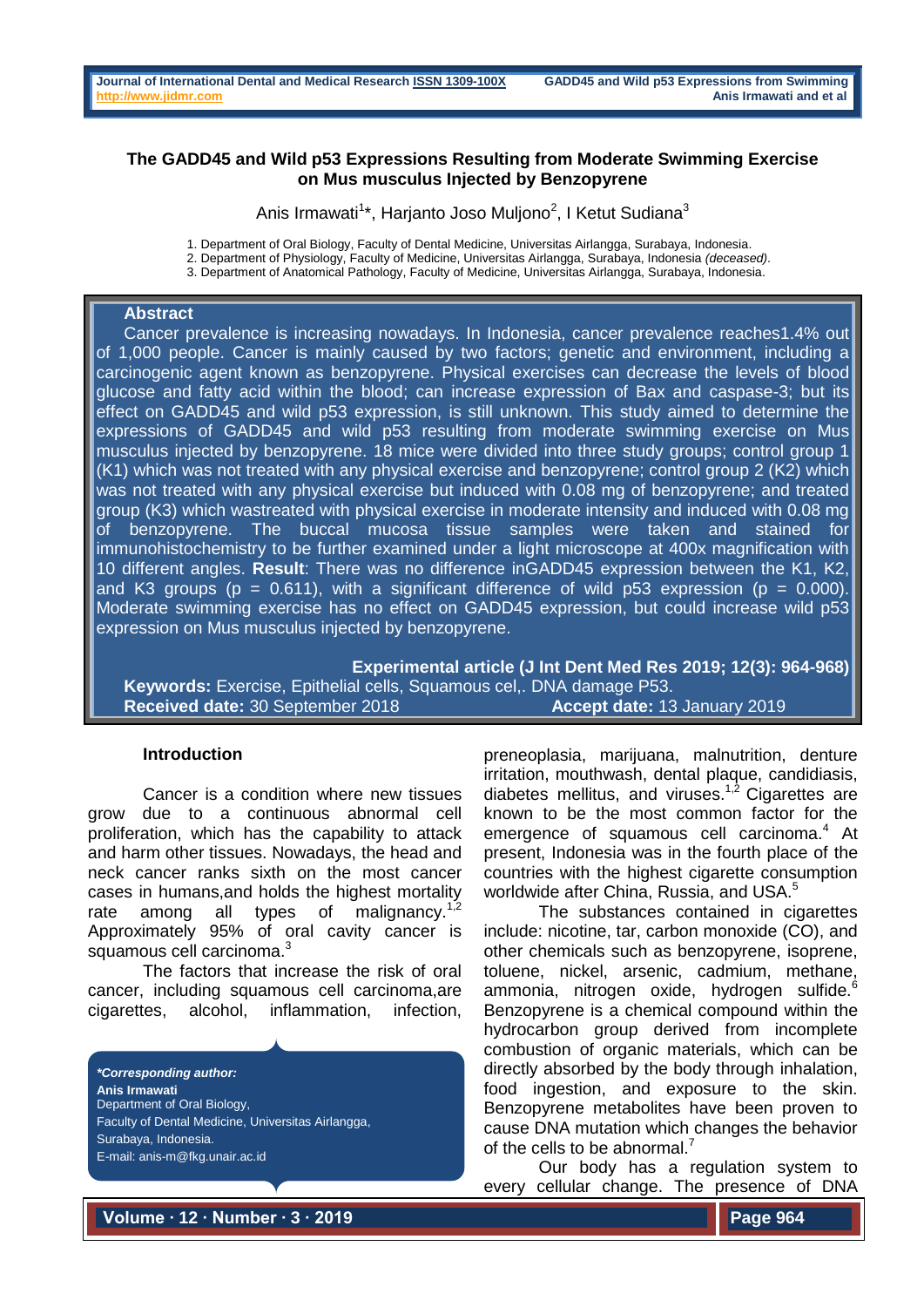# The GADD45 and Wild p53 Expressions Resulting from Moderate Swimming Exercise on Mus musculus Injected by Benzopyrene

Anis Irmawati[1]*, Harjanto Joso Muljono[2], I Ketut Sudiana[3]

1. Department of Oral Biology, Faculty of Dental Medicine, Universitas Airlangga, Surabaya, Indonesia.
2. Department of Physiology, Faculty of Medicine, Universitas Airlangga, Surabaya, Indonesia *(deceased)*.
3. Department of Anatomical Pathology, Faculty of Medicine, Universitas Airlangga, Surabaya, Indonesia.

## Abstract

Cancer prevalence is increasing nowadays. In Indonesia, cancer prevalence reaches1.4% out of 1,000 people. Cancer is mainly caused by two factors; genetic and environment, including a carcinogenic agent known as benzopyrene. Physical exercises can decrease the levels of blood glucose and fatty acid within the blood; can increase expression of Bax and caspase-3; but its effect on GADD45 and wild p53 expression, is still unknown. This study aimed to determine the expressions of GADD45 and wild p53 resulting from moderate swimming exercise on Mus musculus injected by benzopyrene. 18 mice were divided into three study groups; control group 1 (K1) which was not treated with any physical exercise and benzopyrene; control group 2 (K2) which was not treated with any physical exercise but induced with 0.08 mg of benzopyrene; and treated group (K3) which wastreated with physical exercise in moderate intensity and induced with 0.08 mg of benzopyrene. The buccal mucosa tissue samples were taken and stained for immunohistochemistry to be further examined under a light microscope at 400x magnification with 10 different angles. **Result**: There was no difference inGADD45 expression between the K1, K2, and K3 groups ($p = 0.611$), with a significant difference of wild p53 expression ($p = 0.000$). Moderate swimming exercise has no effect on GADD45 expression, but could increase wild p53 expression on Mus musculus injected by benzopyrene.

**Experimental article (J Int Dent Med Res 2019; 12(3): 964-968)**

**Keywords:** Exercise, Epithelial cells, Squamous cel,. DNA damage P53.

**Received date:** 30 September 2018 **Accept date:** 13 January 2019

## Introduction

Cancer is a condition where new tissues grow due to a continuous abnormal cell proliferation, which has the capability to attack and harm other tissues. Nowadays, the head and neck cancer ranks sixth on the most cancer cases in humans,and holds the highest mortality rate among all types of malignancy.[1,2] Approximately 95% of oral cavity cancer is squamous cell carcinoma.[3]

The factors that increase the risk of oral cancer, including squamous cell carcinoma,are cigarettes, alcohol, inflammation, infection, preneoplasia, marijuana, malnutrition, denture irritation, mouthwash, dental plaque, candidiasis, diabetes mellitus, and viruses.[1,2] Cigarettes are known to be the most common factor for the emergence of squamous cell carcinoma.[4] At present, Indonesia was in the fourth place of the countries with the highest cigarette consumption worldwide after China, Russia, and USA.[5]

The substances contained in cigarettes include: nicotine, tar, carbon monoxide (CO), and other chemicals such as benzopyrene, isoprene, toluene, nickel, arsenic, cadmium, methane, ammonia, nitrogen oxide, hydrogen sulfide.[6] Benzopyrene is a chemical compound within the hydrocarbon group derived from incomplete combustion of organic materials, which can be directly absorbed by the body through inhalation, food ingestion, and exposure to the skin. Benzopyrene metabolites have been proven to cause DNA mutation which changes the behavior of the cells to be abnormal.[7]

Our body has a regulation system to every cellular change. The presence of DNA

***Corresponding author:***
**Anis Irmawati**
Department of Oral Biology,
Faculty of Dental Medicine, Universitas Airlangga,
Surabaya, Indonesia.
E-mail: anis-m@fkg.unair.ac.id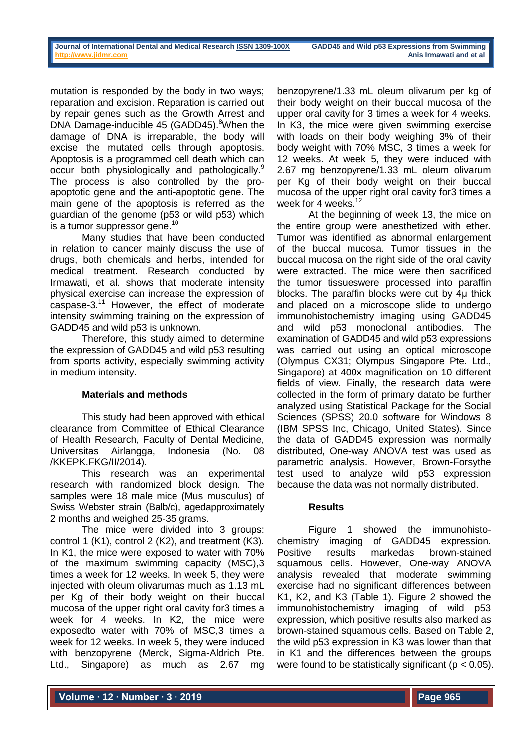mutation is responded by the body in two ways; reparation and excision. Reparation is carried out by repair genes such as the Growth Arrest and DNA Damage-inducible 45 (GADD45).[8] When the damage of DNA is irreparable, the body will excise the mutated cells through apoptosis. Apoptosis is a programmed cell death which can occur both physiologically and pathologically.[9] The process is also controlled by the pro-apoptotic gene and the anti-apoptotic gene. The main gene of the apoptosis is referred as the guardian of the genome (p53 or wild p53) which is a tumor suppressor gene.[10]

Many studies that have been conducted in relation to cancer mainly discuss the use of drugs, both chemicals and herbs, intended for medical treatment. Research conducted by Irmawati, et al. shows that moderate intensity physical exercise can increase the expression of caspase-3.[11] However, the effect of moderate intensity swimming training on the expression of GADD45 and wild p53 is unknown.

Therefore, this study aimed to determine the expression of GADD45 and wild p53 resulting from sports activity, especially swimming activity in medium intensity.

## Materials and methods

This study had been approved with ethical clearance from Committee of Ethical Clearance of Health Research, Faculty of Dental Medicine, Universitas Airlangga, Indonesia (No. 08 /KKEPK.FKG/II/2014).

This research was an experimental research with randomized block design. The samples were 18 male mice (Mus musculus) of Swiss Webster strain (Balb/c), agedapproximately 2 months and weighed 25-35 grams.

The mice were divided into 3 groups: control 1 (K1), control 2 (K2), and treatment (K3). In K1, the mice were exposed to water with 70% of the maximum swimming capacity (MSC),3 times a week for 12 weeks. In week 5, they were injected with oleum olivarumas much as 1.13 mL per Kg of their body weight on their buccal mucosa of the upper right oral cavity for3 times a week for 4 weeks. In K2, the mice were exposedto water with 70% of MSC,3 times a week for 12 weeks. In week 5, they were induced with benzopyrene (Merck, Sigma-Aldrich Pte. Ltd., Singapore) as much as 2.67 mg benzopyrene/1.33 mL oleum olivarum per kg of their body weight on their buccal mucosa of the upper oral cavity for 3 times a week for 4 weeks. In K3, the mice were given swimming exercise with loads on their body weighing 3% of their body weight with 70% MSC, 3 times a week for 12 weeks. At week 5, they were induced with 2.67 mg benzopyrene/1.33 mL oleum olivarum per Kg of their body weight on their buccal mucosa of the upper right oral cavity for3 times a week for 4 weeks.[12]

At the beginning of week 13, the mice on the entire group were anesthetized with ether. Tumor was identified as abnormal enlargement of the buccal mucosa. Tumor tissues in the buccal mucosa on the right side of the oral cavity were extracted. The mice were then sacrificed the tumor tissueswere processed into paraffin blocks. The paraffin blocks were cut by 4μ thick and placed on a microscope slide to undergo immunohistochemistry imaging using GADD45 and wild p53 monoclonal antibodies. The examination of GADD45 and wild p53 expressions was carried out using an optical microscope (Olympus CX31; Olympus Singapore Pte. Ltd., Singapore) at 400x magnification on 10 different fields of view. Finally, the research data were collected in the form of primary datato be further analyzed using Statistical Package for the Social Sciences (SPSS) 20.0 software for Windows 8 (IBM SPSS Inc, Chicago, United States). Since the data of GADD45 expression was normally distributed, One-way ANOVA test was used as parametric analysis. However, Brown-Forsythe test used to analyze wild p53 expression because the data was not normally distributed.

## Results

Figure 1 showed the immunohistochemistry imaging of GADD45 expression. Positive results markedas brown-stained squamous cells. However, One-way ANOVA analysis revealed that moderate swimming exercise had no significant differences between K1, K2, and K3 (Table 1). Figure 2 showed the immunohistochemistry imaging of wild p53 expression, which positive results also marked as brown-stained squamous cells. Based on Table 2, the wild p53 expression in K3 was lower than that in K1 and the differences between the groups were found to be statistically significant ($p < 0.05$).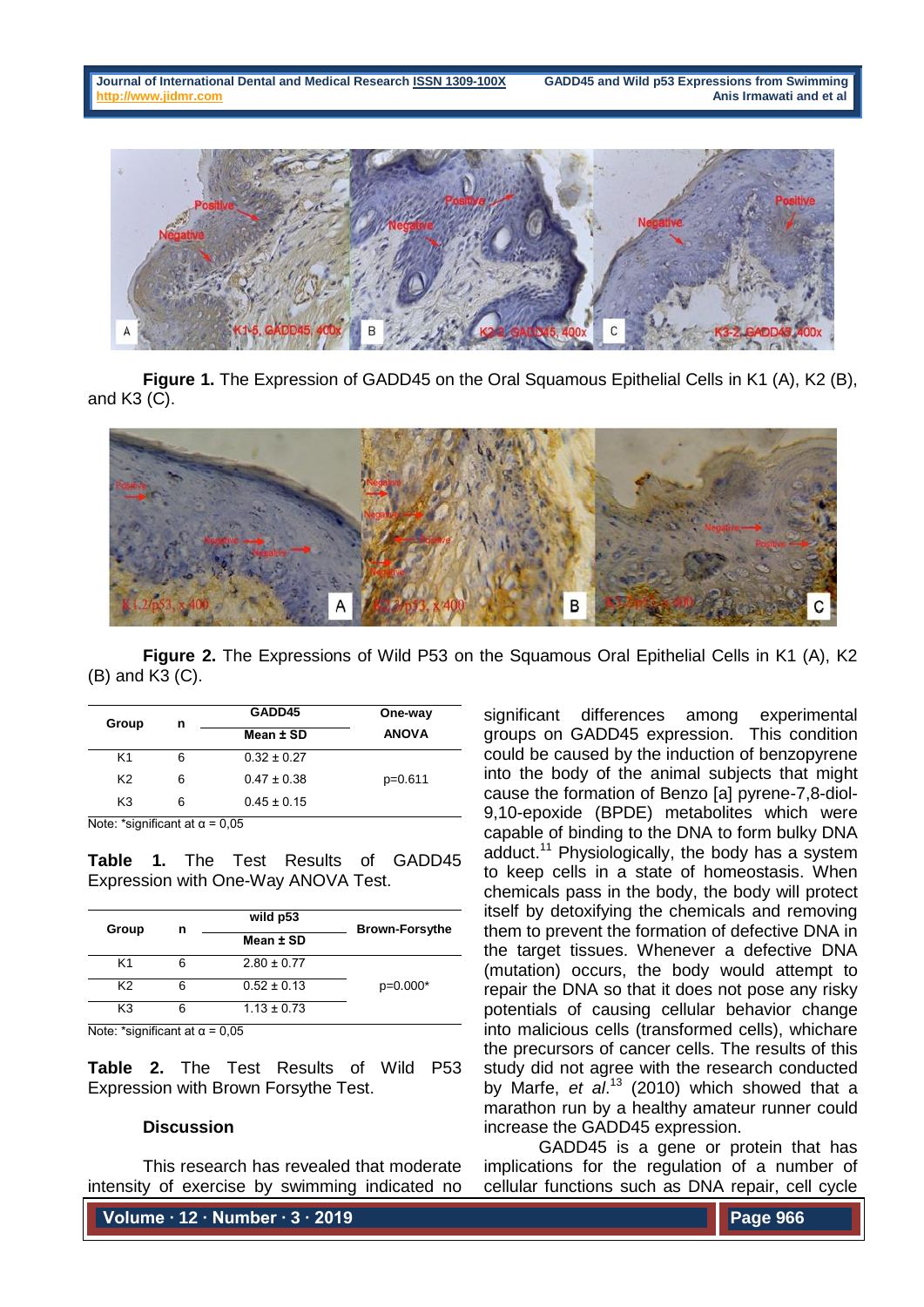**Figure 1.** The Expression of GADD45 on the Oral Squamous Epithelial Cells in K1 (A), K2 (B), and K3 (C).

**Figure 2.** The Expressions of Wild P53 on the Squamous Oral Epithelial Cells in K1 (A), K2 (B) and K3 (C).

| Group | n | GADD45 | One-way |
|---|---|---|---|
| | | Mean ± SD | ANOVA |
| K1 | 6 | 0.32 ± 0.27 | |
| K2 | 6 | 0.47 ± 0.38 | p=0.611 |
| K3 | 6 | 0.45 ± 0.15 | |

Note: *significant at α = 0,05

**Table 1.** The Test Results of GADD45 Expression with One-Way ANOVA Test.

| Group | n | wild p53 | Brown-Forsythe |
|---|---|---|---|
| | | Mean ± SD | |
| K1 | 6 | 2.80 ± 0.77 | |
| K2 | 6 | 0.52 ± 0.13 | p=0.000* |
| K3 | 6 | 1.13 ± 0.73 | |

Note: *significant at α = 0,05

**Table 2.** The Test Results of Wild P53 Expression with Brown Forsythe Test.

## Discussion

This research has revealed that moderate intensity of exercise by swimming indicated no significant differences among experimental groups on GADD45 expression. This condition could be caused by the induction of benzopyrene into the body of the animal subjects that might cause the formation of Benzo [a] pyrene-7,8-diol-9,10-epoxide (BPDE) metabolites which were capable of binding to the DNA to form bulky DNA adduct.[11] Physiologically, the body has a system to keep cells in a state of homeostasis. When chemicals pass in the body, the body will protect itself by detoxifying the chemicals and removing them to prevent the formation of defective DNA in the target tissues. Whenever a defective DNA (mutation) occurs, the body would attempt to repair the DNA so that it does not pose any risky potentials of causing cellular behavior change into malicious cells (transformed cells), whichare the precursors of cancer cells. The results of this study did not agree with the research conducted by Marfe, *et al*.[13] (2010) which showed that a marathon run by a healthy amateur runner could increase the GADD45 expression.

GADD45 is a gene or protein that has implications for the regulation of a number of cellular functions such as DNA repair, cell cycle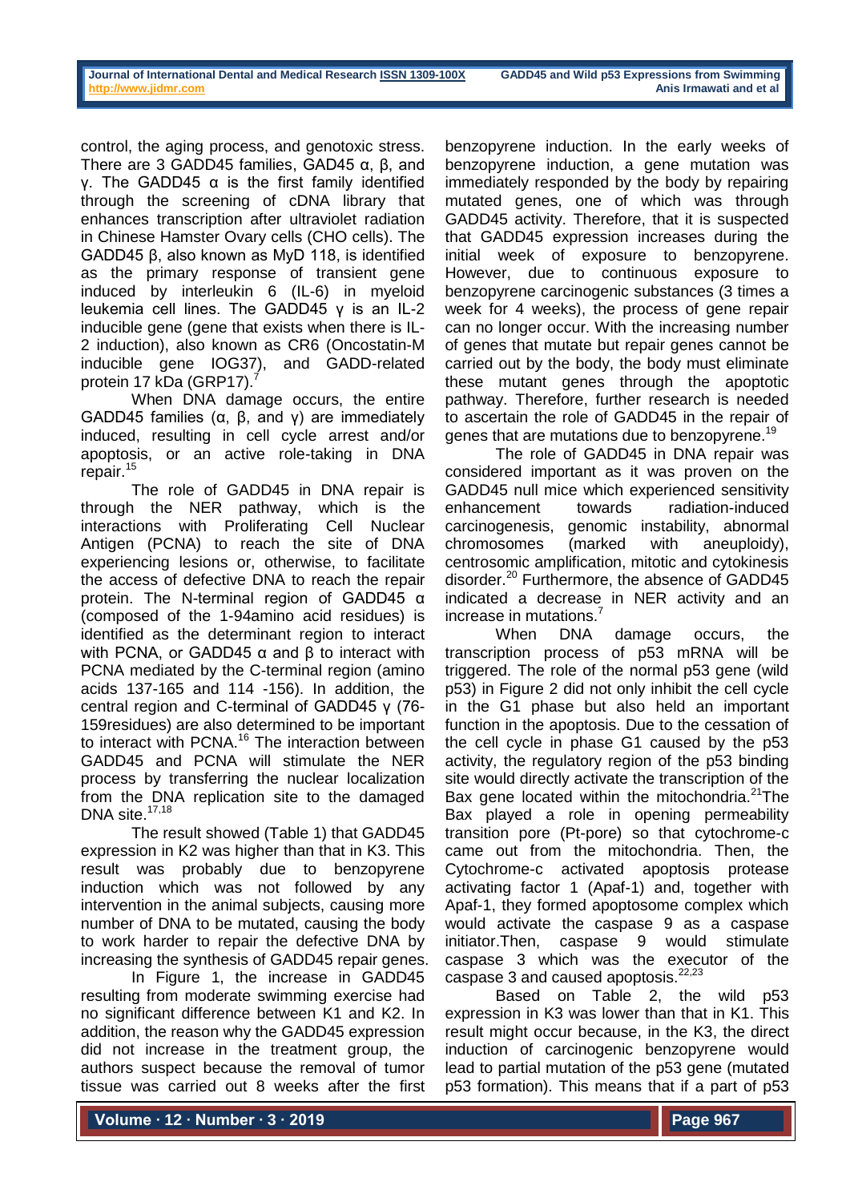control, the aging process, and genotoxic stress. There are 3 GADD45 families, GADD45 α, β, and γ. The GADD45 α is the first family identified through the screening of cDNA library that enhances transcription after ultraviolet radiation in Chinese Hamster Ovary cells (CHO cells). The GADD45 β, also known as MyD 118, is identified as the primary response of transient gene induced by interleukin 6 (IL-6) in myeloid leukemia cell lines. The GADD45 γ is an IL-2 inducible gene (gene that exists when there is IL-2 induction), also known as CR6 (Oncostatin-M inducible gene IOG37), and GADD-related protein 17 kDa (GRP17).[7]

When DNA damage occurs, the entire GADD45 families (α, β, and γ) are immediately induced, resulting in cell cycle arrest and/or apoptosis, or an active role-taking in DNA repair.[15]

The role of GADD45 in DNA repair is through the NER pathway, which is the interactions with Proliferating Cell Nuclear Antigen (PCNA) to reach the site of DNA experiencing lesions or, otherwise, to facilitate the access of defective DNA to reach the repair protein. The N-terminal region of GADD45 α (composed of the 1-94amino acid residues) is identified as the determinant region to interact with PCNA, or GADD45 α and β to interact with PCNA mediated by the C-terminal region (amino acids 137-165 and 114 -156). In addition, the central region and C-terminal of GADD45 γ (76-159residues) are also determined to be important to interact with PCNA.[16] The interaction between GADD45 and PCNA will stimulate the NER process by transferring the nuclear localization from the DNA replication site to the damaged DNA site.[17,18]

The result showed (Table 1) that GADD45 expression in K2 was higher than that in K3. This result was probably due to benzopyrene induction which was not followed by any intervention in the animal subjects, causing more number of DNA to be mutated, causing the body to work harder to repair the defective DNA by increasing the synthesis of GADD45 repair genes.

In Figure 1, the increase in GADD45 resulting from moderate swimming exercise had no significant difference between K1 and K2. In addition, the reason why the GADD45 expression did not increase in the treatment group, the authors suspect because the removal of tumor tissue was carried out 8 weeks after the first benzopyrene induction. In the early weeks of benzopyrene induction, a gene mutation was immediately responded by the body by repairing mutated genes, one of which was through GADD45 activity. Therefore, that it is suspected that GADD45 expression increases during the initial week of exposure to benzopyrene. However, due to continuous exposure to benzopyrene carcinogenic substances (3 times a week for 4 weeks), the process of gene repair can no longer occur. With the increasing number of genes that mutate but repair genes cannot be carried out by the body, the body must eliminate these mutant genes through the apoptotic pathway. Therefore, further research is needed to ascertain the role of GADD45 in the repair of genes that are mutations due to benzopyrene.[19]

The role of GADD45 in DNA repair was considered important as it was proven on the GADD45 null mice which experienced sensitivity enhancement towards radiation-induced carcinogenesis, genomic instability, abnormal chromosomes (marked with aneuploidy), centrosomic amplification, mitotic and cytokinesis disorder.[20] Furthermore, the absence of GADD45 indicated a decrease in NER activity and an increase in mutations.[7]

When DNA damage occurs, the transcription process of p53 mRNA will be triggered. The role of the normal p53 gene (wild p53) in Figure 2 did not only inhibit the cell cycle in the G1 phase but also held an important function in the apoptosis. Due to the cessation of the cell cycle in phase G1 caused by the p53 activity, the regulatory region of the p53 binding site would directly activate the transcription of the Bax gene located within the mitochondria.[21]The Bax played a role in opening permeability transition pore (Pt-pore) so that cytochrome-c came out from the mitochondria. Then, the Cytochrome-c activated apoptosis protease activating factor 1 (Apaf-1) and, together with Apaf-1, they formed apoptosome complex which would activate the caspase 9 as a caspase initiator.Then, caspase 9 would stimulate caspase 3 which was the executor of the caspase 3 and caused apoptosis.[22,23]

Based on Table 2, the wild p53 expression in K3 was lower than that in K1. This result might occur because, in the K3, the direct induction of carcinogenic benzopyrene would lead to partial mutation of the p53 gene (mutated p53 formation). This means that if a part of p53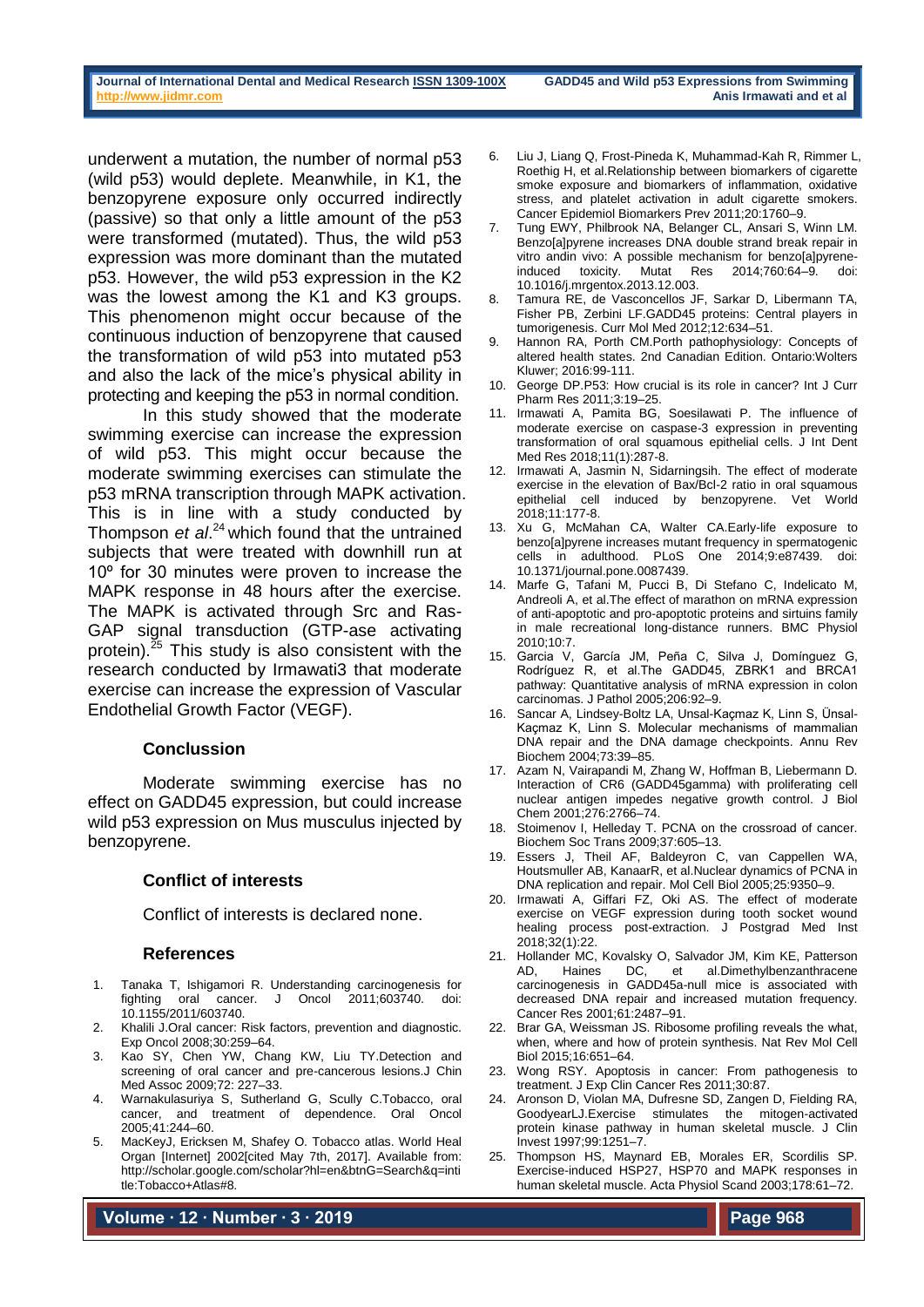underwent a mutation, the number of normal p53 (wild p53) would deplete. Meanwhile, in K1, the benzopyrene exposure only occurred indirectly (passive) so that only a little amount of the p53 were transformed (mutated). Thus, the wild p53 expression was more dominant than the mutated p53. However, the wild p53 expression in the K2 was the lowest among the K1 and K3 groups. This phenomenon might occur because of the continuous induction of benzopyrene that caused the transformation of wild p53 into mutated p53 and also the lack of the mice's physical ability in protecting and keeping the p53 in normal condition.

In this study showed that the moderate swimming exercise can increase the expression of wild p53. This might occur because the moderate swimming exercises can stimulate the p53 mRNA transcription through MAPK activation. This is in line with a study conducted by Thompson *et al*.[24] which found that the untrained subjects that were treated with downhill run at 10º for 30 minutes were proven to increase the MAPK response in 48 hours after the exercise. The MAPK is activated through Src and Ras-GAP signal transduction (GTP-ase activating protein).[25] This study is also consistent with the research conducted by Irmawati3 that moderate exercise can increase the expression of Vascular Endothelial Growth Factor (VEGF).

## Conclussion

Moderate swimming exercise has no effect on GADD45 expression, but could increase wild p53 expression on Mus musculus injected by benzopyrene.

## Conflict of interests

Conflict of interests is declared none.

## References

1. Tanaka T, Ishigamori R. Understanding carcinogenesis for fighting oral cancer. J Oncol 2011;603740. doi: 10.1155/2011/603740.
2. Khalili J.Oral cancer: Risk factors, prevention and diagnostic. Exp Oncol 2008;30:259–64.
3. Kao SY, Chen YW, Chang KW, Liu TY.Detection and screening of oral cancer and pre-cancerous lesions.J Chin Med Assoc 2009;72: 227–33.
4. Warnakulasuriya S, Sutherland G, Scully C.Tobacco, oral cancer, and treatment of dependence. Oral Oncol 2005;41:244–60.
5. MacKeyJ, Ericksen M, Shafey O. Tobacco atlas. World Heal Organ [Internet] 2002[cited May 7th, 2017]. Available from: http://scholar.google.com/scholar?hl=en&btnG=Search&q=intitle:Tobacco+Atlas#8.
6. Liu J, Liang Q, Frost-Pineda K, Muhammad-Kah R, Rimmer L, Roethig H, et al.Relationship between biomarkers of cigarette smoke exposure and biomarkers of inflammation, oxidative stress, and platelet activation in adult cigarette smokers. Cancer Epidemiol Biomarkers Prev 2011;20:1760–9.
7. Tung EWY, Philbrook NA, Belanger CL, Ansari S, Winn LM. Benzo[a]pyrene increases DNA double strand break repair in vitro andin vivo: A possible mechanism for benzo[a]pyrene-induced toxicity. Mutat Res 2014;760:64–9. doi: 10.1016/j.mrgentox.2013.12.003.
8. Tamura RE, de Vasconcellos JF, Sarkar D, Libermann TA, Fisher PB, Zerbini LF.GADD45 proteins: Central players in tumorigenesis. Curr Mol Med 2012;12:634–51.
9. Hannon RA, Porth CM.Porth pathophysiology: Concepts of altered health states. 2nd Canadian Edition. Ontario:Wolters Kluwer; 2016:99-111.
10. George DP.P53: How crucial is its role in cancer? Int J Curr Pharm Res 2011;3:19–25.
11. Irmawati A, Pamita BG, Soesilawati P. The influence of moderate exercise on caspase-3 expression in preventing transformation of oral squamous epithelial cells. J Int Dent Med Res 2018;11(1):287-8.
12. Irmawati A, Jasmin N, Sidarningsih. The effect of moderate exercise in the elevation of Bax/Bcl-2 ratio in oral squamous epithelial cell induced by benzopyrene. Vet World 2018;11:177-8.
13. Xu G, McMahan CA, Walter CA.Early-life exposure to benzo[a]pyrene increases mutant frequency in spermatogenic cells in adulthood. PLoS One 2014;9:e87439. doi: 10.1371/journal.pone.0087439.
14. Marfe G, Tafani M, Pucci B, Di Stefano C, Indelicato M, Andreoli A, et al.The effect of marathon on mRNA expression of anti-apoptotic and pro-apoptotic proteins and sirtuins family in male recreational long-distance runners. BMC Physiol 2010;10:7.
15. Garcia V, García JM, Peña C, Silva J, Domínguez G, Rodríguez R, et al.The GADD45, ZBRK1 and BRCA1 pathway: Quantitative analysis of mRNA expression in colon carcinomas. J Pathol 2005;206:92–9.
16. Sancar A, Lindsey-Boltz LA, Unsal-Kaçmaz K, Linn S, Ünsal-Kaçmaz K, Linn S. Molecular mechanisms of mammalian DNA repair and the DNA damage checkpoints. Annu Rev Biochem 2004;73:39–85.
17. Azam N, Vairapandi M, Zhang W, Hoffman B, Liebermann D. Interaction of CR6 (GADD45gamma) with proliferating cell nuclear antigen impedes negative growth control. J Biol Chem 2001;276:2766–74.
18. Stoimenov I, Helleday T. PCNA on the crossroad of cancer. Biochem Soc Trans 2009;37:605–13.
19. Essers J, Theil AF, Baldeyron C, van Cappellen WA, Houtsmuller AB, KanaarR, et al.Nuclear dynamics of PCNA in DNA replication and repair. Mol Cell Biol 2005;25:9350–9.
20. Irmawati A, Giffari FZ, Oki AS. The effect of moderate exercise on VEGF expression during tooth socket wound healing process post-extraction. J Postgrad Med Inst 2018;32(1):22.
21. Hollander MC, Kovalsky O, Salvador JM, Kim KE, Patterson AD, Haines DC, et al.Dimethylbenzanthracene carcinogenesis in GADD45a-null mice is associated with decreased DNA repair and increased mutation frequency. Cancer Res 2001;61:2487–91.
22. Brar GA, Weissman JS. Ribosome profiling reveals the what, when, where and how of protein synthesis. Nat Rev Mol Cell Biol 2015;16:651–64.
23. Wong RSY. Apoptosis in cancer: From pathogenesis to treatment. J Exp Clin Cancer Res 2011;30:87.
24. Aronson D, Violan MA, Dufresne SD, Zangen D, Fielding RA, GoodyearLJ.Exercise stimulates the mitogen-activated protein kinase pathway in human skeletal muscle. J Clin Invest 1997;99:1251–7.
25. Thompson HS, Maynard EB, Morales ER, Scordilis SP. Exercise-induced HSP27, HSP70 and MAPK responses in human skeletal muscle. Acta Physiol Scand 2003;178:61–72.